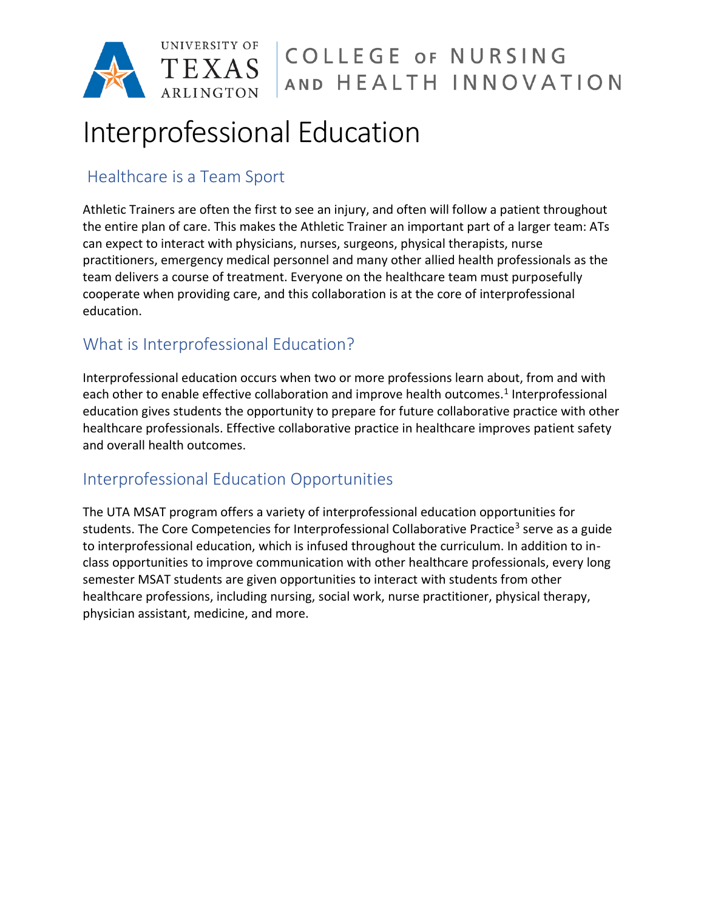UNIVERSITY OF TEXAS ARLINGTON | COLLEGE OF NURSING AND HEALTH INNOVATION

# Interprofessional Education

## Healthcare is a Team Sport

Athletic Trainers are often the first to see an injury, and often will follow a patient throughout the entire plan of care. This makes the Athletic Trainer an important part of a larger team: ATs can expect to interact with physicians, nurses, surgeons, physical therapists, nurse practitioners, emergency medical personnel and many other allied health professionals as the team delivers a course of treatment. Everyone on the healthcare team must purposefully cooperate when providing care, and this collaboration is at the core of interprofessional education.

## What is Interprofessional Education?

Interprofessional education occurs when two or more professions learn about, from and with each other to enable effective collaboration and improve health outcomes.[1] Interprofessional education gives students the opportunity to prepare for future collaborative practice with other healthcare professionals. Effective collaborative practice in healthcare improves patient safety and overall health outcomes.

## Interprofessional Education Opportunities

The UTA MSAT program offers a variety of interprofessional education opportunities for students. The Core Competencies for Interprofessional Collaborative Practice[3] serve as a guide to interprofessional education, which is infused throughout the curriculum. In addition to in-class opportunities to improve communication with other healthcare professionals, every long semester MSAT students are given opportunities to interact with students from other healthcare professions, including nursing, social work, nurse practitioner, physical therapy, physician assistant, medicine, and more.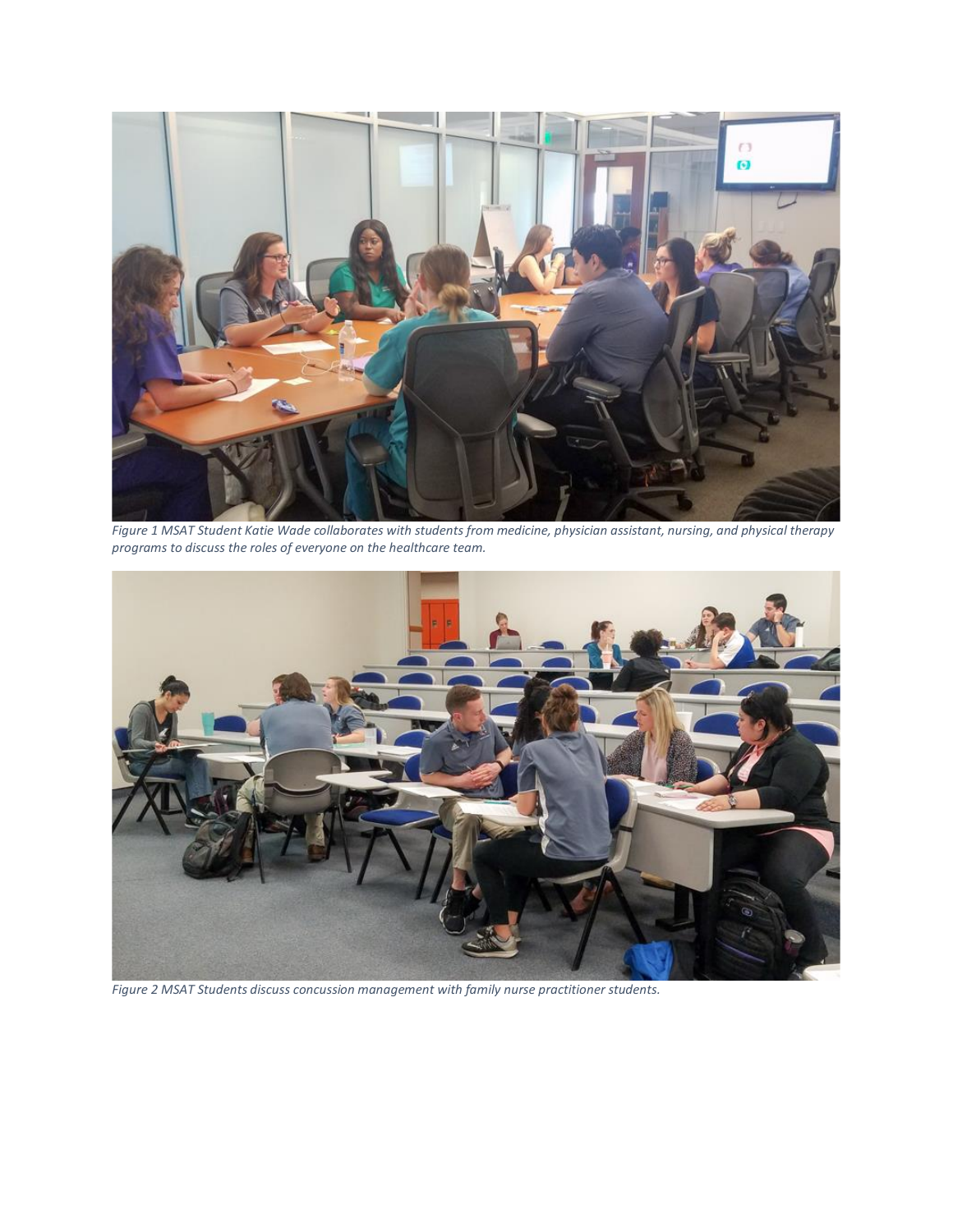*Figure 1 MSAT Student Katie Wade collaborates with students from medicine, physician assistant, nursing, and physical therapy programs to discuss the roles of everyone on the healthcare team.*

*Figure 2 MSAT Students discuss concussion management with family nurse practitioner students.*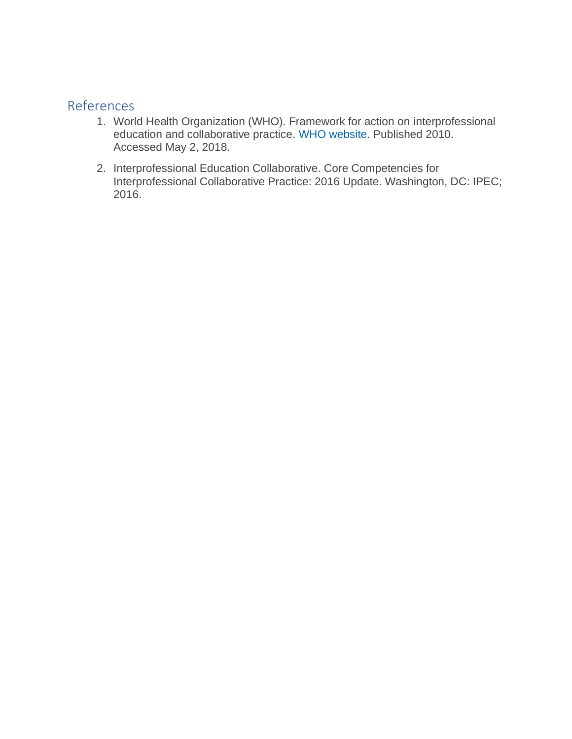## References

1. World Health Organization (WHO). Framework for action on interprofessional education and collaborative practice. WHO website. Published 2010. Accessed May 2, 2018.

2. Interprofessional Education Collaborative. Core Competencies for Interprofessional Collaborative Practice: 2016 Update. Washington, DC: IPEC; 2016.